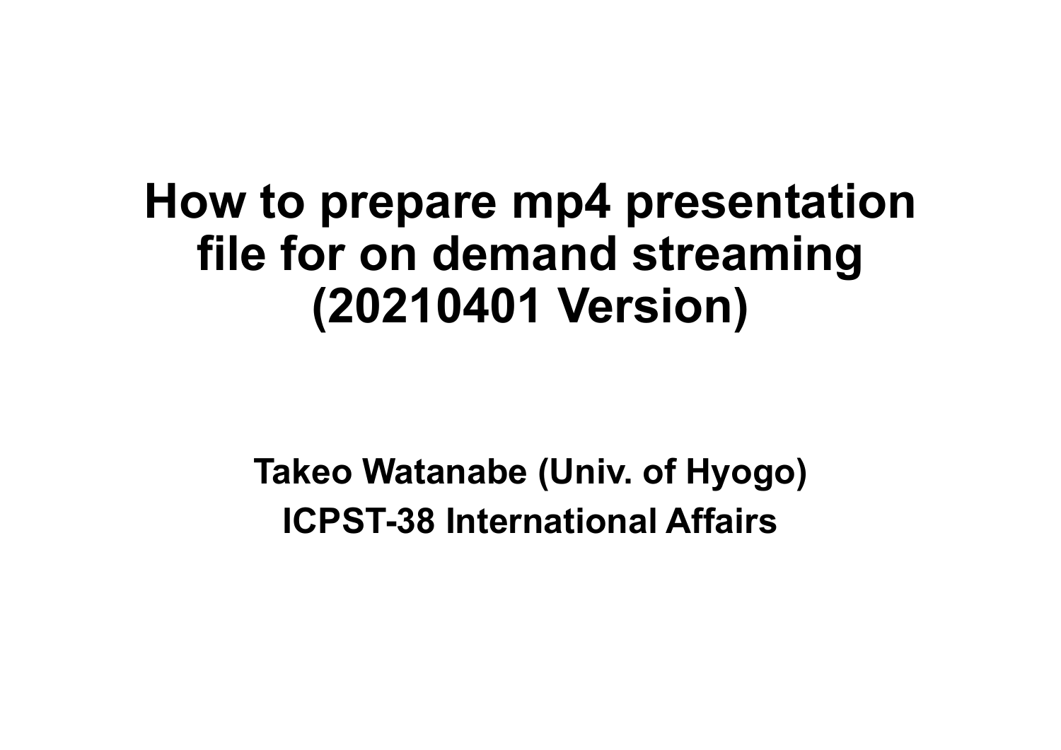# How to prepare mp4 presentation file for on demand streaming (20210401 Version)

**Takeo Watanabe (Univ. of Hyogo)**

**ICPST-38 International Affairs**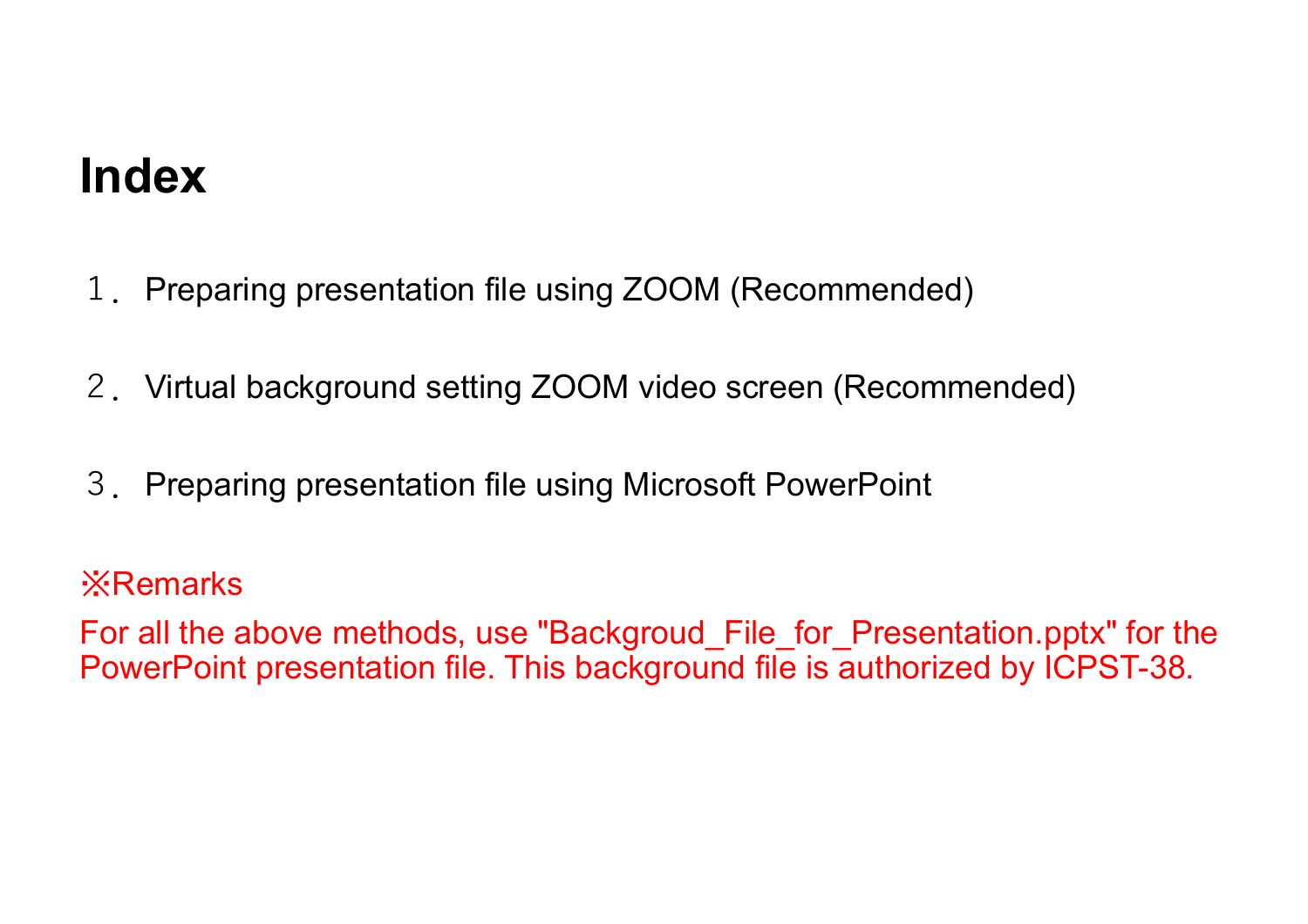# Index

１． Preparing presentation file using ZOOM (Recommended)

２． Virtual background setting ZOOM video screen (Recommended)

３． Preparing presentation file using Microsoft PowerPoint

※Remarks

For all the above methods, use "Backgroud_File_for_Presentation.pptx" for the PowerPoint presentation file. This background file is authorized by ICPST-38.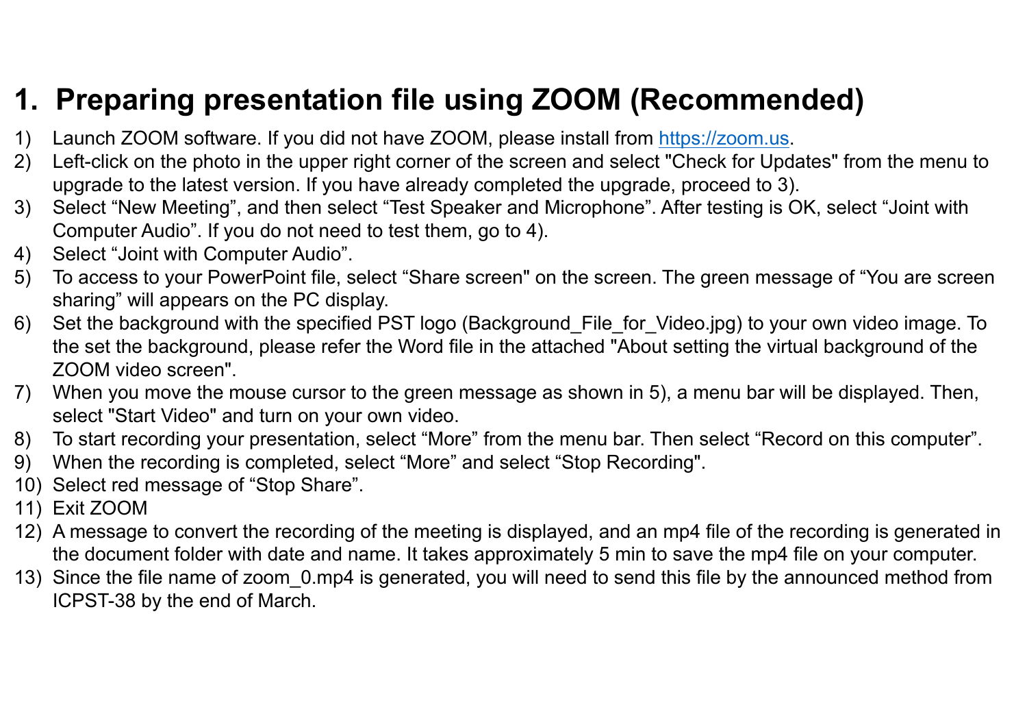# 1. Preparing presentation file using ZOOM (Recommended)

1) Launch ZOOM software. If you did not have ZOOM, please install from https://zoom.us.
2) Left-click on the photo in the upper right corner of the screen and select "Check for Updates" from the menu to upgrade to the latest version. If you have already completed the upgrade, proceed to 3).
3) Select “New Meeting”, and then select “Test Speaker and Microphone”. After testing is OK, select “Joint with Computer Audio”. If you do not need to test them, go to 4).
4) Select “Joint with Computer Audio”.
5) To access to your PowerPoint file, select “Share screen" on the screen. The green message of “You are screen sharing” will appears on the PC display.
6) Set the background with the specified PST logo (Background_File_for_Video.jpg) to your own video image. To the set the background, please refer the Word file in the attached "About setting the virtual background of the ZOOM video screen".
7) When you move the mouse cursor to the green message as shown in 5), a menu bar will be displayed. Then, select "Start Video" and turn on your own video.
8) To start recording your presentation, select “More” from the menu bar. Then select “Record on this computer”.
9) When the recording is completed, select “More” and select “Stop Recording".
10) Select red message of “Stop Share”.
11) Exit ZOOM
12) A message to convert the recording of the meeting is displayed, and an mp4 file of the recording is generated in the document folder with date and name. It takes approximately 5 min to save the mp4 file on your computer.
13) Since the file name of zoom_0.mp4 is generated, you will need to send this file by the announced method from ICPST-38 by the end of March.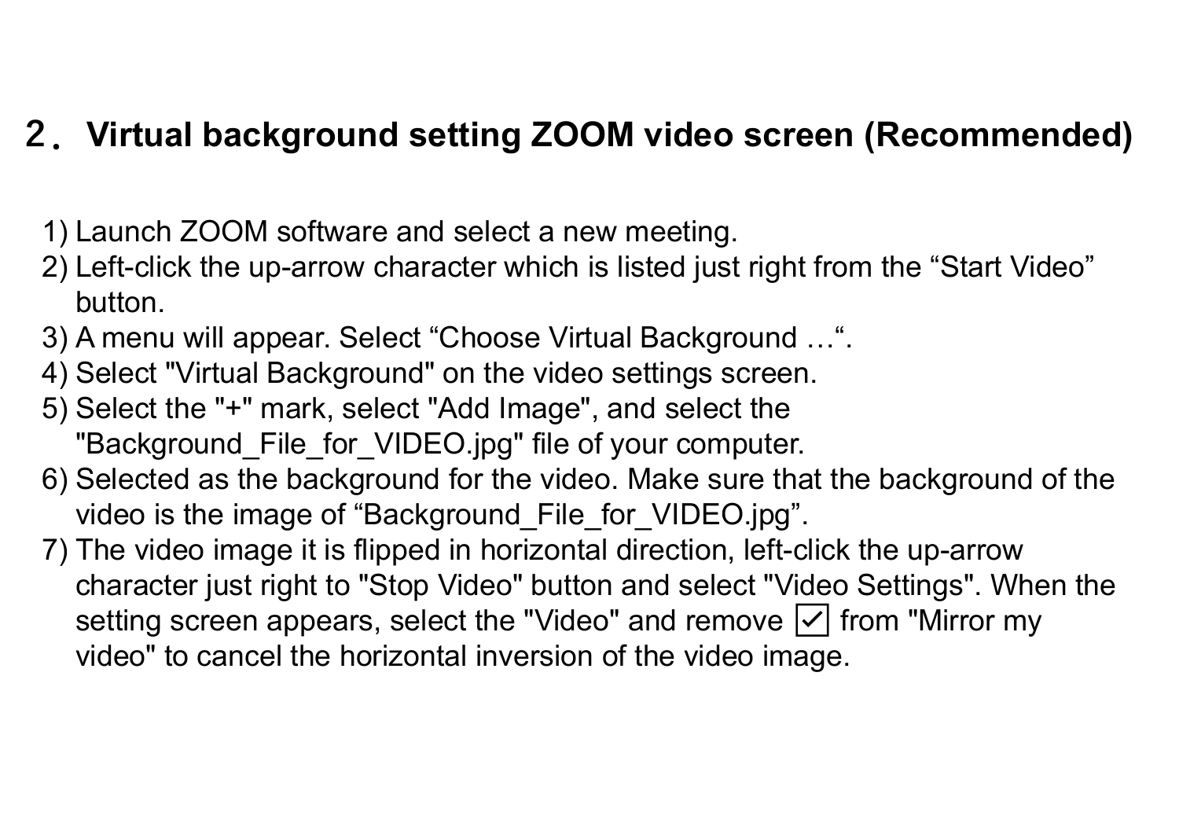## 2．Virtual background setting ZOOM video screen (Recommended)

1) Launch ZOOM software and select a new meeting.
2) Left-click the up-arrow character which is listed just right from the “Start Video” button.
3) A menu will appear. Select “Choose Virtual Background …“.
4) Select "Virtual Background" on the video settings screen.
5) Select the "+" mark, select "Add Image", and select the "Background_File_for_VIDEO.jpg" file of your computer.
6) Selected as the background for the video. Make sure that the background of the video is the image of “Background_File_for_VIDEO.jpg”.
7) The video image it is flipped in horizontal direction, left-click the up-arrow character just right to "Stop Video" button and select "Video Settings". When the setting screen appears, select the "Video" and remove ☑ from "Mirror my video" to cancel the horizontal inversion of the video image.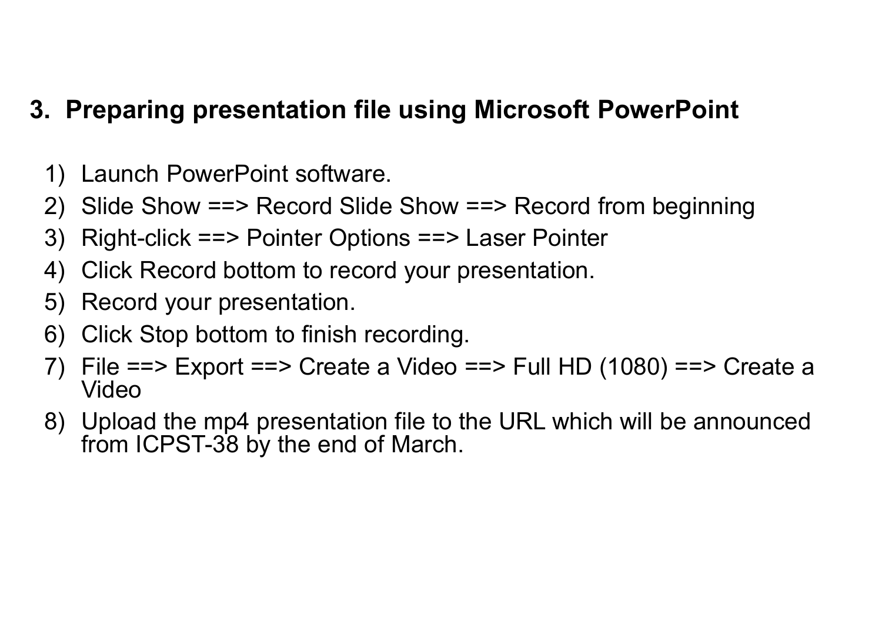## 3. Preparing presentation file using Microsoft PowerPoint

1) Launch PowerPoint software.
2) Slide Show ==> Record Slide Show ==> Record from beginning
3) Right-click ==> Pointer Options ==> Laser Pointer
4) Click Record bottom to record your presentation.
5) Record your presentation.
6) Click Stop bottom to finish recording.
7) File ==> Export ==> Create a Video ==> Full HD (1080) ==> Create a Video
8) Upload the mp4 presentation file to the URL which will be announced from ICPST-38 by the end of March.